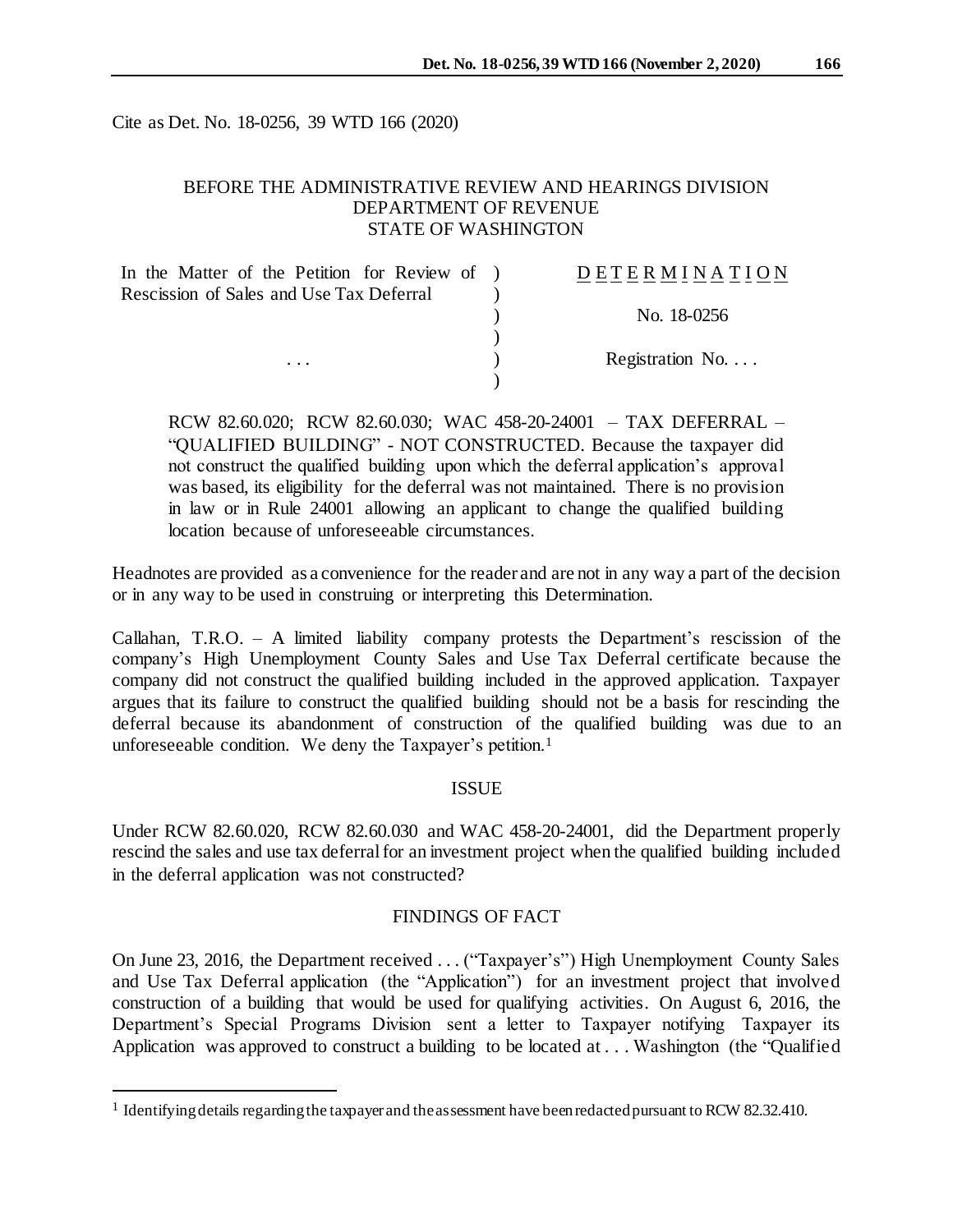Cite as Det. No. 18-0256, 39 WTD 166 (2020)

BEFORE THE ADMINISTRATIVE REVIEW AND HEARINGS DIVISION
DEPARTMENT OF REVENUE
STATE OF WASHINGTON

| | | |
|---|---|---|
| In the Matter of the Petition for Review of Rescission of Sales and Use Tax Deferral | ) | D E T E R M I N A T I O N |
| | ) | No. 18-0256 |
| . . . | ) | Registration No. . . . |

RCW 82.60.020; RCW 82.60.030; WAC 458-20-24001 – TAX DEFERRAL – "QUALIFIED BUILDING" - NOT CONSTRUCTED. Because the taxpayer did not construct the qualified building upon which the deferral application's approval was based, its eligibility for the deferral was not maintained. There is no provision in law or in Rule 24001 allowing an applicant to change the qualified building location because of unforeseeable circumstances.

Headnotes are provided as a convenience for the reader and are not in any way a part of the decision or in any way to be used in construing or interpreting this Determination.

Callahan, T.R.O. – A limited liability company protests the Department's rescission of the company's High Unemployment County Sales and Use Tax Deferral certificate because the company did not construct the qualified building included in the approved application. Taxpayer argues that its failure to construct the qualified building should not be a basis for rescinding the deferral because its abandonment of construction of the qualified building was due to an unforeseeable condition. We deny the Taxpayer's petition.[1]

## ISSUE

Under RCW 82.60.020, RCW 82.60.030 and WAC 458-20-24001, did the Department properly rescind the sales and use tax deferral for an investment project when the qualified building included in the deferral application was not constructed?

## FINDINGS OF FACT

On June 23, 2016, the Department received . . . ("Taxpayer's") High Unemployment County Sales and Use Tax Deferral application (the "Application") for an investment project that involved construction of a building that would be used for qualifying activities. On August 6, 2016, the Department's Special Programs Division sent a letter to Taxpayer notifying Taxpayer its Application was approved to construct a building to be located at . . . Washington (the "Qualified

[1] Identifying details regarding the taxpayer and the assessment have been redacted pursuant to RCW 82.32.410.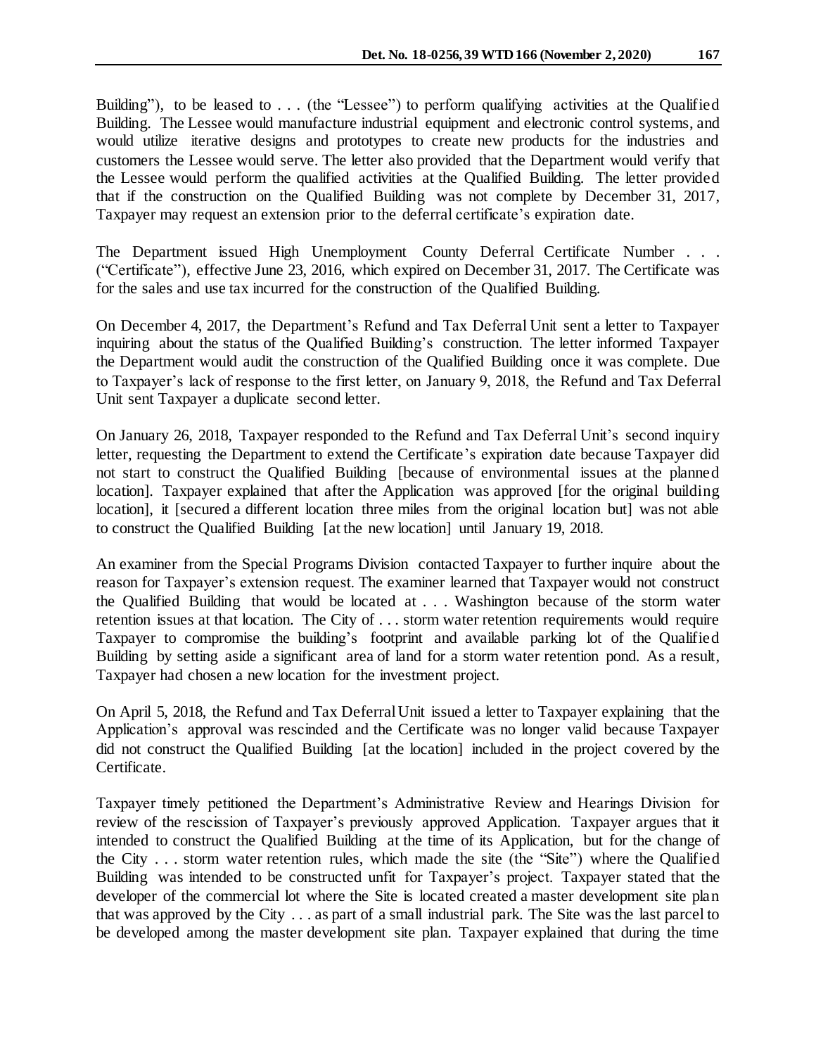Building"), to be leased to . . . (the "Lessee") to perform qualifying activities at the Qualified Building. The Lessee would manufacture industrial equipment and electronic control systems, and would utilize iterative designs and prototypes to create new products for the industries and customers the Lessee would serve. The letter also provided that the Department would verify that the Lessee would perform the qualified activities at the Qualified Building. The letter provided that if the construction on the Qualified Building was not complete by December 31, 2017, Taxpayer may request an extension prior to the deferral certificate's expiration date.

The Department issued High Unemployment County Deferral Certificate Number . . . ("Certificate"), effective June 23, 2016, which expired on December 31, 2017. The Certificate was for the sales and use tax incurred for the construction of the Qualified Building.

On December 4, 2017, the Department's Refund and Tax Deferral Unit sent a letter to Taxpayer inquiring about the status of the Qualified Building's construction. The letter informed Taxpayer the Department would audit the construction of the Qualified Building once it was complete. Due to Taxpayer's lack of response to the first letter, on January 9, 2018, the Refund and Tax Deferral Unit sent Taxpayer a duplicate second letter.

On January 26, 2018, Taxpayer responded to the Refund and Tax Deferral Unit's second inquiry letter, requesting the Department to extend the Certificate's expiration date because Taxpayer did not start to construct the Qualified Building [because of environmental issues at the planned location]. Taxpayer explained that after the Application was approved [for the original building location], it [secured a different location three miles from the original location but] was not able to construct the Qualified Building [at the new location] until January 19, 2018.

An examiner from the Special Programs Division contacted Taxpayer to further inquire about the reason for Taxpayer's extension request. The examiner learned that Taxpayer would not construct the Qualified Building that would be located at . . . Washington because of the storm water retention issues at that location. The City of . . . storm water retention requirements would require Taxpayer to compromise the building's footprint and available parking lot of the Qualified Building by setting aside a significant area of land for a storm water retention pond. As a result, Taxpayer had chosen a new location for the investment project.

On April 5, 2018, the Refund and Tax Deferral Unit issued a letter to Taxpayer explaining that the Application's approval was rescinded and the Certificate was no longer valid because Taxpayer did not construct the Qualified Building [at the location] included in the project covered by the Certificate.

Taxpayer timely petitioned the Department's Administrative Review and Hearings Division for review of the rescission of Taxpayer's previously approved Application. Taxpayer argues that it intended to construct the Qualified Building at the time of its Application, but for the change of the City . . . storm water retention rules, which made the site (the "Site") where the Qualified Building was intended to be constructed unfit for Taxpayer's project. Taxpayer stated that the developer of the commercial lot where the Site is located created a master development site plan that was approved by the City . . . as part of a small industrial park. The Site was the last parcel to be developed among the master development site plan. Taxpayer explained that during the time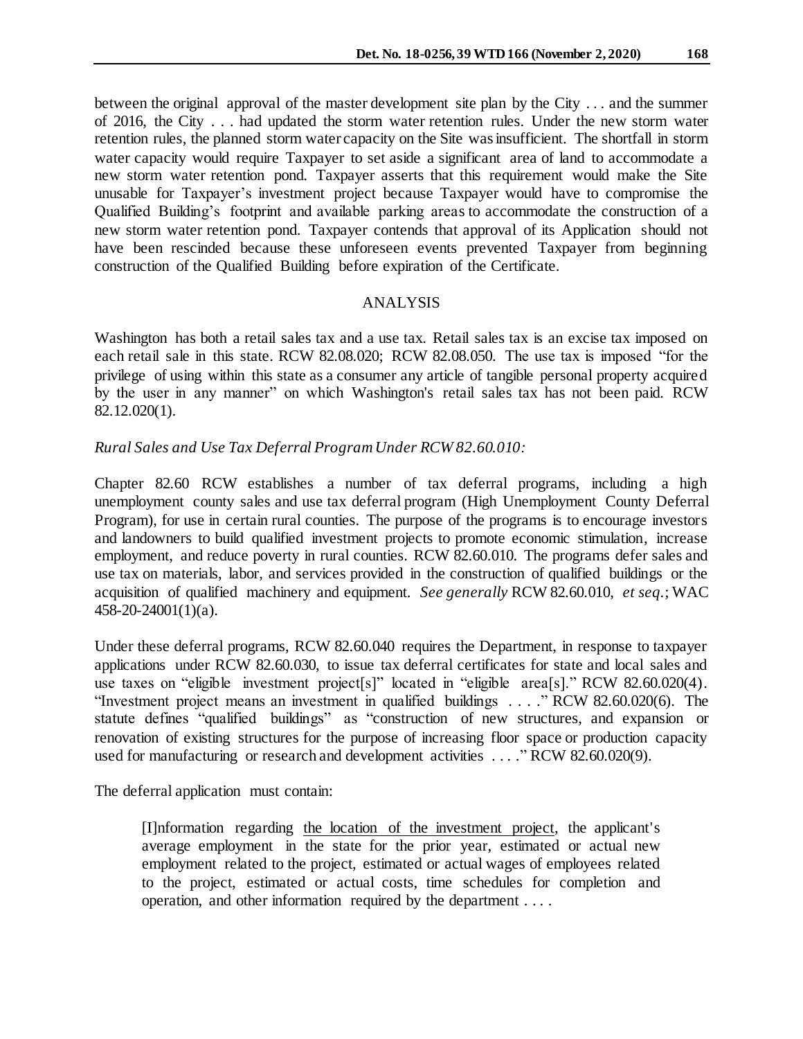between the original approval of the master development site plan by the City . . . and the summer of 2016, the City . . . had updated the storm water retention rules. Under the new storm water retention rules, the planned storm water capacity on the Site was insufficient. The shortfall in storm water capacity would require Taxpayer to set aside a significant area of land to accommodate a new storm water retention pond. Taxpayer asserts that this requirement would make the Site unusable for Taxpayer's investment project because Taxpayer would have to compromise the Qualified Building's footprint and available parking areas to accommodate the construction of a new storm water retention pond. Taxpayer contends that approval of its Application should not have been rescinded because these unforeseen events prevented Taxpayer from beginning construction of the Qualified Building before expiration of the Certificate.

## ANALYSIS

Washington has both a retail sales tax and a use tax. Retail sales tax is an excise tax imposed on each retail sale in this state. RCW 82.08.020; RCW 82.08.050. The use tax is imposed "for the privilege of using within this state as a consumer any article of tangible personal property acquired by the user in any manner" on which Washington's retail sales tax has not been paid. RCW 82.12.020(1).

*Rural Sales and Use Tax Deferral Program Under RCW 82.60.010:*

Chapter 82.60 RCW establishes a number of tax deferral programs, including a high unemployment county sales and use tax deferral program (High Unemployment County Deferral Program), for use in certain rural counties. The purpose of the programs is to encourage investors and landowners to build qualified investment projects to promote economic stimulation, increase employment, and reduce poverty in rural counties. RCW 82.60.010. The programs defer sales and use tax on materials, labor, and services provided in the construction of qualified buildings or the acquisition of qualified machinery and equipment. *See generally* RCW 82.60.010, *et seq*.; WAC 458-20-24001(1)(a).

Under these deferral programs, RCW 82.60.040 requires the Department, in response to taxpayer applications under RCW 82.60.030, to issue tax deferral certificates for state and local sales and use taxes on "eligible investment project[s]" located in "eligible area[s]." RCW 82.60.020(4). "Investment project means an investment in qualified buildings . . . ." RCW 82.60.020(6). The statute defines "qualified buildings" as "construction of new structures, and expansion or renovation of existing structures for the purpose of increasing floor space or production capacity used for manufacturing or research and development activities . . . ." RCW 82.60.020(9).

The deferral application must contain:

> [I]nformation regarding <u>the location of the investment project</u>, the applicant's average employment in the state for the prior year, estimated or actual new employment related to the project, estimated or actual wages of employees related to the project, estimated or actual costs, time schedules for completion and operation, and other information required by the department . . . .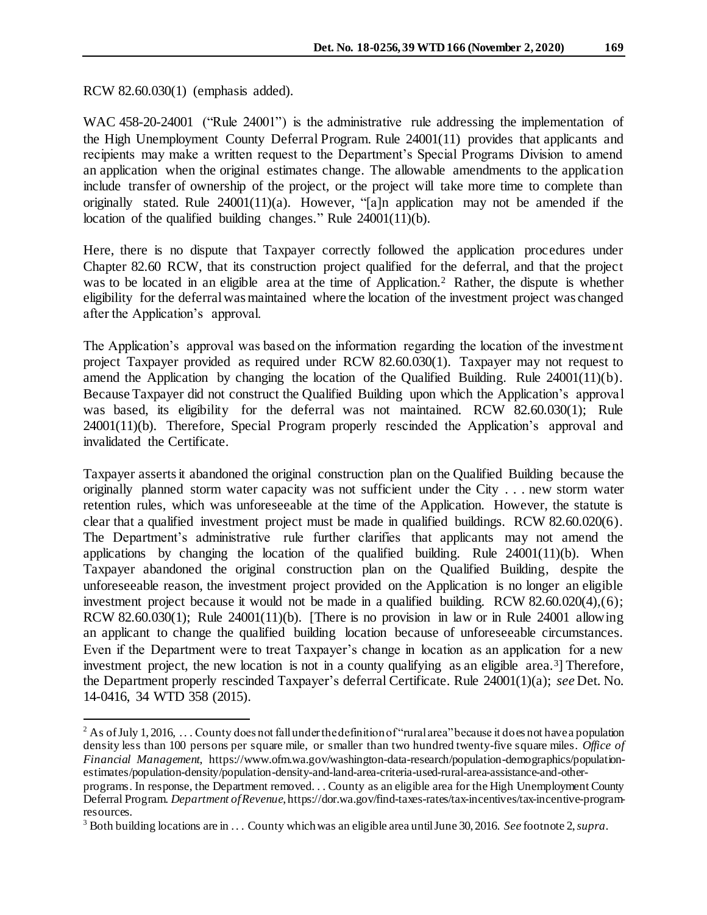RCW 82.60.030(1) (emphasis added).

WAC 458-20-24001 ("Rule 24001") is the administrative rule addressing the implementation of the High Unemployment County Deferral Program. Rule 24001(11) provides that applicants and recipients may make a written request to the Department's Special Programs Division to amend an application when the original estimates change. The allowable amendments to the application include transfer of ownership of the project, or the project will take more time to complete than originally stated. Rule 24001(11)(a). However, "[a]n application may not be amended if the location of the qualified building changes." Rule 24001(11)(b).

Here, there is no dispute that Taxpayer correctly followed the application procedures under Chapter 82.60 RCW, that its construction project qualified for the deferral, and that the project was to be located in an eligible area at the time of Application.[2] Rather, the dispute is whether eligibility for the deferral was maintained where the location of the investment project was changed after the Application's approval.

The Application's approval was based on the information regarding the location of the investment project Taxpayer provided as required under RCW 82.60.030(1). Taxpayer may not request to amend the Application by changing the location of the Qualified Building. Rule 24001(11)(b). Because Taxpayer did not construct the Qualified Building upon which the Application's approval was based, its eligibility for the deferral was not maintained. RCW 82.60.030(1); Rule 24001(11)(b). Therefore, Special Program properly rescinded the Application's approval and invalidated the Certificate.

Taxpayer asserts it abandoned the original construction plan on the Qualified Building because the originally planned storm water capacity was not sufficient under the City . . . new storm water retention rules, which was unforeseeable at the time of the Application. However, the statute is clear that a qualified investment project must be made in qualified buildings. RCW 82.60.020(6). The Department's administrative rule further clarifies that applicants may not amend the applications by changing the location of the qualified building. Rule 24001(11)(b). When Taxpayer abandoned the original construction plan on the Qualified Building, despite the unforeseeable reason, the investment project provided on the Application is no longer an eligible investment project because it would not be made in a qualified building. RCW 82.60.020(4),(6); RCW 82.60.030(1); Rule 24001(11)(b). [There is no provision in law or in Rule 24001 allowing an applicant to change the qualified building location because of unforeseeable circumstances. Even if the Department were to treat Taxpayer's change in location as an application for a new investment project, the new location is not in a county qualifying as an eligible area.[3]] Therefore, the Department properly rescinded Taxpayer's deferral Certificate. Rule 24001(1)(a); *see* Det. No. 14-0416, 34 WTD 358 (2015).

---

[2] As of July 1, 2016, . . . County does not fall under the definition of "rural area" because it does not have a population density less than 100 persons per square mile, or smaller than two hundred twenty-five square miles. *Office of Financial Management*, https://www.ofm.wa.gov/washington-data-research/population-demographics/population-estimates/population-density/population-density-and-land-area-criteria-used-rural-area-assistance-and-other-programs. In response, the Department removed. . . County as an eligible area for the High Unemployment County Deferral Program. *Department of Revenue*, https://dor.wa.gov/find-taxes-rates/tax-incentives/tax-incentive-program-resources.

[3] Both building locations are in . . . County which was an eligible area until June 30, 2016. *See* footnote 2, *supra*.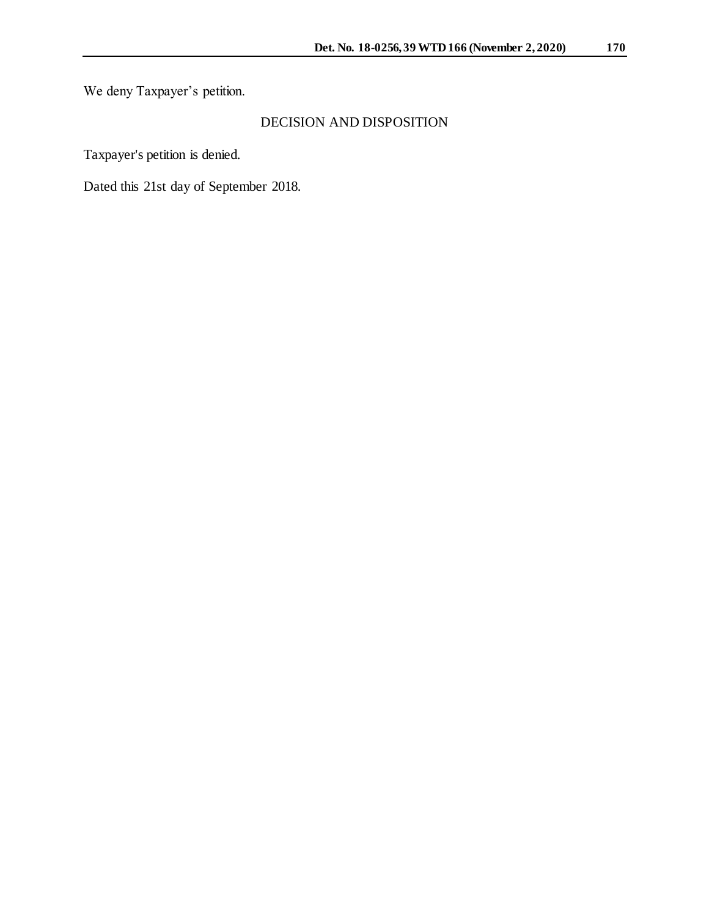We deny Taxpayer’s petition.

## DECISION AND DISPOSITION

Taxpayer's petition is denied.

Dated this 21st day of September 2018.